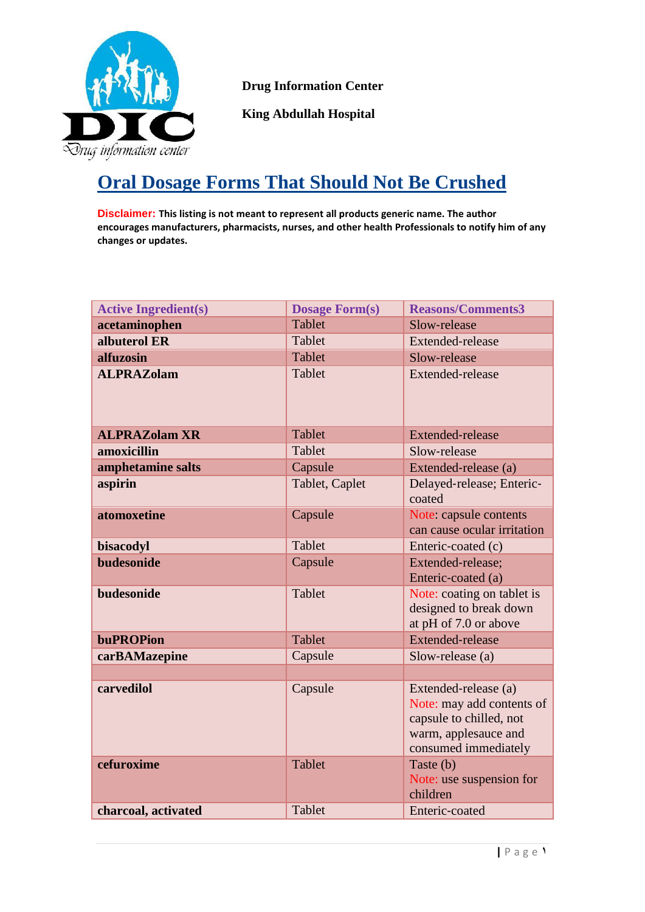Drug Information Center

King Abdullah Hospital

# Oral Dosage Forms That Should Not Be Crushed

**Disclaimer: This listing is not meant to represent all products generic name. The author encourages manufacturers, pharmacists, nurses, and other health Professionals to notify him of any changes or updates.**

| Active Ingredient(s) | Dosage Form(s) | Reasons/Comments3 |
|---|---|---|
| **acetaminophen** | Tablet | Slow-release |
| **albuterol ER** | Tablet | Extended-release |
| **alfuzosin** | Tablet | Slow-release |
| **ALPRAZolam** | Tablet | Extended-release |
| **ALPRAZolam XR** | Tablet | Extended-release |
| **amoxicillin** | Tablet | Slow-release |
| **amphetamine salts** | Capsule | Extended-release (a) |
| **aspirin** | Tablet, Caplet | Delayed-release; Enteric-coated |
| **atomoxetine** | Capsule | Note: capsule contents can cause ocular irritation |
| **bisacodyl** | Tablet | Enteric-coated (c) |
| **budesonide** | Capsule | Extended-release; Enteric-coated (a) |
| **budesonide** | Tablet | Note: coating on tablet is designed to break down at pH of 7.0 or above |
| **buPROPion** | Tablet | Extended-release |
| **carBAMazepine** | Capsule | Slow-release (a) |
| | | |
| **carvedilol** | Capsule | Extended-release (a) Note: may add contents of capsule to chilled, not warm, applesauce and consumed immediately |
| **cefuroxime** | Tablet | Taste (b) Note: use suspension for children |
| **charcoal, activated** | Tablet | Enteric-coated |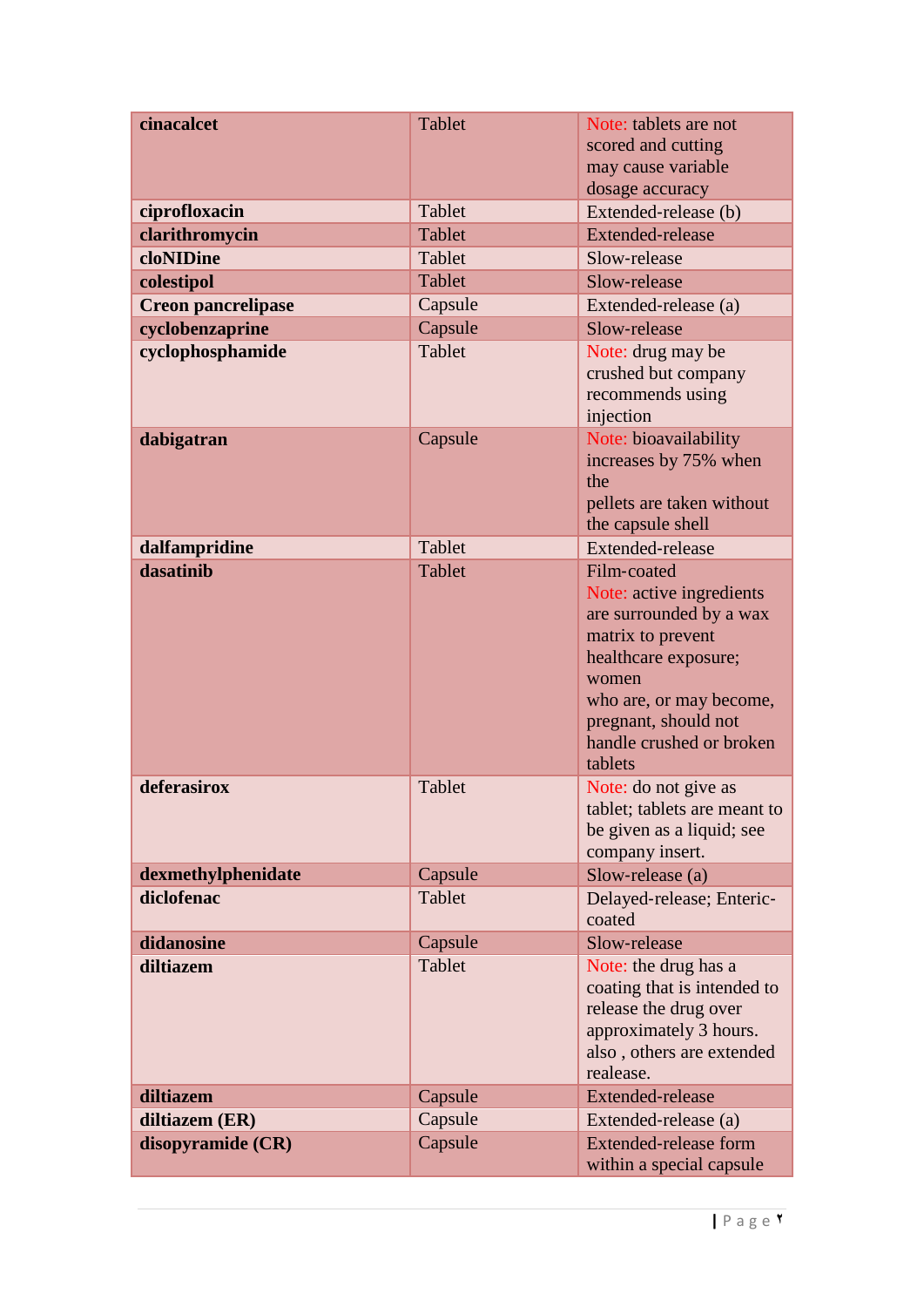| **cinacalcet** | Tablet | Note: tablets are not scored and cutting may cause variable dosage accuracy |
|---|---|---|
| **ciprofloxacin** | Tablet | Extended-release (b) |
| **clarithromycin** | Tablet | Extended-release |
| **cloNIDine** | Tablet | Slow-release |
| **colestipol** | Tablet | Slow-release |
| **Creon pancrelipase** | Capsule | Extended-release (a) |
| **cyclobenzaprine** | Capsule | Slow-release |
| **cyclophosphamide** | Tablet | Note: drug may be crushed but company recommends using injection |
| **dabigatran** | Capsule | Note: bioavailability increases by 75% when the pellets are taken without the capsule shell |
| **dalfampridine** | Tablet | Extended-release |
| **dasatinib** | Tablet | Film-coated Note: active ingredients are surrounded by a wax matrix to prevent healthcare exposure; women who are, or may become, pregnant, should not handle crushed or broken tablets |
| **deferasirox** | Tablet | Note: do not give as tablet; tablets are meant to be given as a liquid; see company insert. |
| **dexmethylphenidate** | Capsule | Slow-release (a) |
| **diclofenac** | Tablet | Delayed-release; Enteric-coated |
| **didanosine** | Capsule | Slow-release |
| **diltiazem** | Tablet | Note: the drug has a coating that is intended to release the drug over approximately 3 hours. also , others are extended realease. |
| **diltiazem** | Capsule | Extended-release |
| **diltiazem (ER)** | Capsule | Extended-release (a) |
| **disopyramide (CR)** | Capsule | Extended-release form within a special capsule |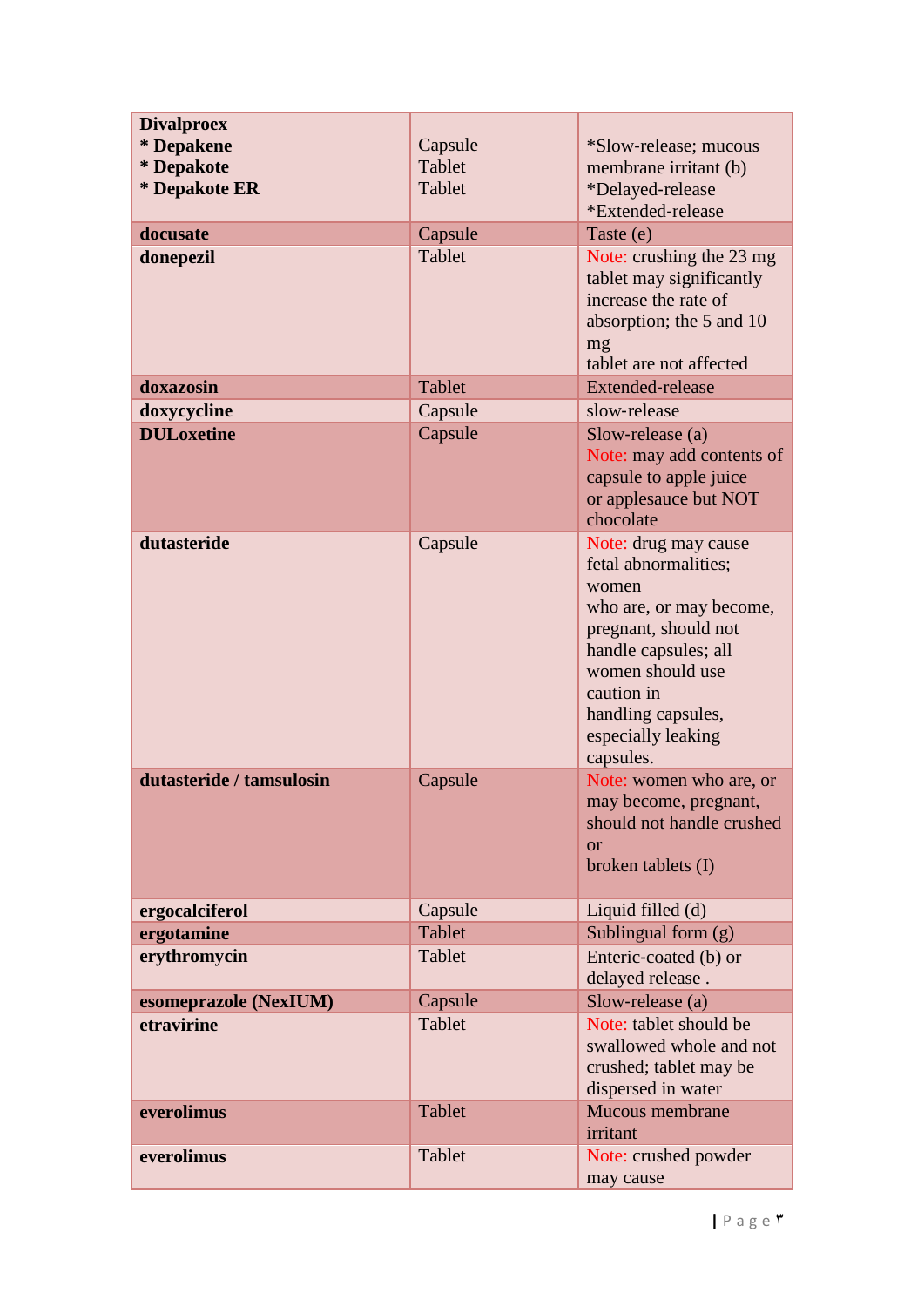| **Divalproex**<br>**\* Depakene**<br>**\* Depakote**<br>**\* Depakote ER** | Capsule<br>Tablet<br>Tablet | \*Slow-release; mucous membrane irritant (b)<br>\*Delayed-release<br>\*Extended-release |
|---|---|---|
| **docusate** | Capsule | Taste (e) |
| **donepezil** | Tablet | Note: crushing the 23 mg tablet may significantly increase the rate of absorption; the 5 and 10 mg tablet are not affected |
| **doxazosin** | Tablet | Extended-release |
| **doxycycline** | Capsule | slow-release |
| **DULoxetine** | Capsule | Slow-release (a)<br>Note: may add contents of capsule to apple juice or applesauce but NOT chocolate |
| **dutasteride** | Capsule | Note: drug may cause fetal abnormalities; women who are, or may become, pregnant, should not handle capsules; all women should use caution in handling capsules, especially leaking capsules. |
| **dutasteride / tamsulosin** | Capsule | Note: women who are, or may become, pregnant, should not handle crushed or broken tablets (I) |
| **ergocalciferol** | Capsule | Liquid filled (d) |
| **ergotamine** | Tablet | Sublingual form (g) |
| **erythromycin** | Tablet | Enteric-coated (b) or delayed release . |
| **esomeprazole (NexIUM)** | Capsule | Slow-release (a) |
| **etravirine** | Tablet | Note: tablet should be swallowed whole and not crushed; tablet may be dispersed in water |
| **everolimus** | Tablet | Mucous membrane irritant |
| **everolimus** | Tablet | Note: crushed powder may cause |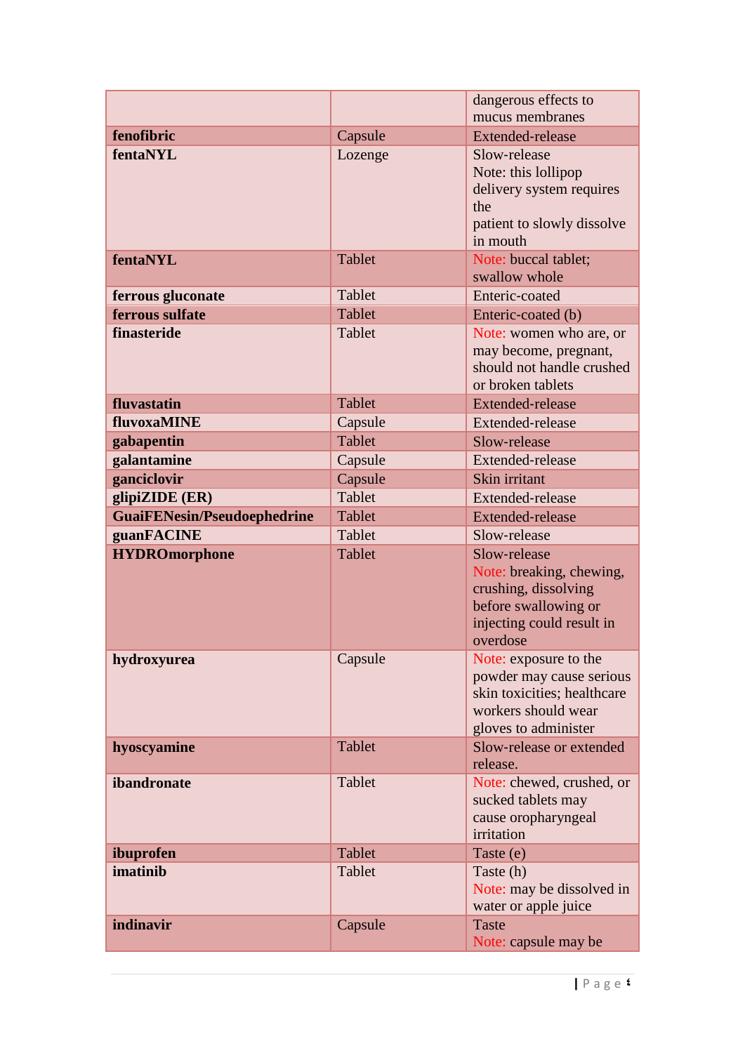| | | |
|---|---|---|
| | | dangerous effects to mucus membranes |
| **fenofibric** | Capsule | Extended-release |
| **fentaNYL** | Lozenge | Slow-release<br>Note: this lollipop delivery system requires the<br>patient to slowly dissolve in mouth |
| **fentaNYL** | Tablet | Note: buccal tablet; swallow whole |
| **ferrous gluconate** | Tablet | Enteric-coated |
| **ferrous sulfate** | Tablet | Enteric-coated (b) |
| **finasteride** | Tablet | Note: women who are, or may become, pregnant, should not handle crushed or broken tablets |
| **fluvastatin** | Tablet | Extended-release |
| **fluvoxaMINE** | Capsule | Extended-release |
| **gabapentin** | Tablet | Slow-release |
| **galantamine** | Capsule | Extended-release |
| **ganciclovir** | Capsule | Skin irritant |
| **glipiZIDE (ER)** | Tablet | Extended-release |
| **GuaiFENesin/Pseudoephedrine** | Tablet | Extended-release |
| **guanFACINE** | Tablet | Slow-release |
| **HYDROmorphone** | Tablet | Slow-release<br>Note: breaking, chewing, crushing, dissolving before swallowing or injecting could result in overdose |
| **hydroxyurea** | Capsule | Note: exposure to the powder may cause serious skin toxicities; healthcare workers should wear gloves to administer |
| **hyoscyamine** | Tablet | Slow-release or extended release. |
| **ibandronate** | Tablet | Note: chewed, crushed, or sucked tablets may cause oropharyngeal irritation |
| **ibuprofen** | Tablet | Taste (e) |
| **imatinib** | Tablet | Taste (h)<br>Note: may be dissolved in water or apple juice |
| **indinavir** | Capsule | Taste<br>Note: capsule may be |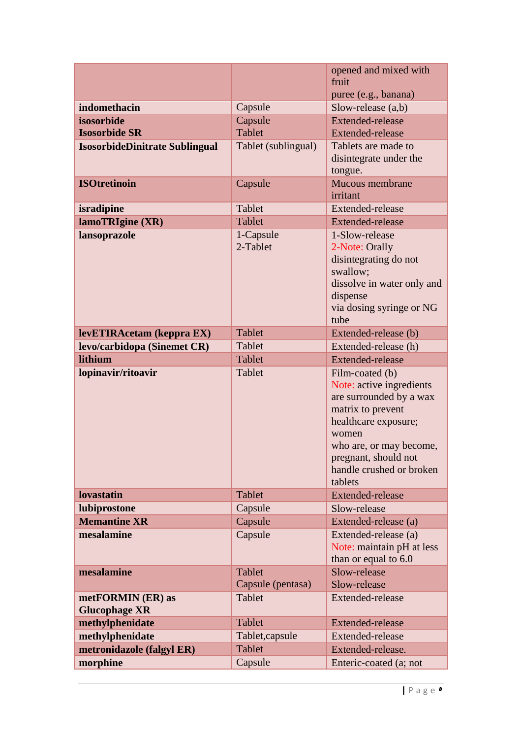| | | |
|---|---|---|
| | | opened and mixed with fruit puree (e.g., banana) |
| **indomethacin** | Capsule | Slow-release (a,b) |
| **isosorbide**<br>**Isosorbide SR** | Capsule<br>Tablet | Extended-release<br>Extended-release |
| **IsosorbideDinitrate Sublingual** | Tablet (sublingual) | Tablets are made to disintegrate under the tongue. |
| **ISOtretinoin** | Capsule | Mucous membrane irritant |
| **isradipine** | Tablet | Extended-release |
| **lamoTRIgine (XR)** | Tablet | Extended-release |
| **lansoprazole** | 1-Capsule<br>2-Tablet | 1-Slow-release<br>2-Note: Orally disintegrating do not swallow; dissolve in water only and dispense via dosing syringe or NG tube |
| **levETIRAcetam (keppra EX)** | Tablet | Extended-release (b) |
| **levo/carbidopa (Sinemet CR)** | Tablet | Extended-release (h) |
| **lithium** | Tablet | Extended-release |
| **lopinavir/ritoavir** | Tablet | Film-coated (b)<br>Note: active ingredients are surrounded by a wax matrix to prevent healthcare exposure; women who are, or may become, pregnant, should not handle crushed or broken tablets |
| **lovastatin** | Tablet | Extended-release |
| **lubiprostone** | Capsule | Slow-release |
| **Memantine XR** | Capsule | Extended-release (a) |
| **mesalamine** | Capsule | Extended-release (a)<br>Note: maintain pH at less than or equal to 6.0 |
| **mesalamine** | Tablet<br>Capsule (pentasa) | Slow-release<br>Slow-release |
| **metFORMIN (ER) as Glucophage XR** | Tablet | Extended-release |
| **methylphenidate** | Tablet | Extended-release |
| **methylphenidate** | Tablet,capsule | Extended-release |
| **metronidazole (falgyl ER)** | Tablet | Extended-release. |
| **morphine** | Capsule | Enteric-coated (a; not |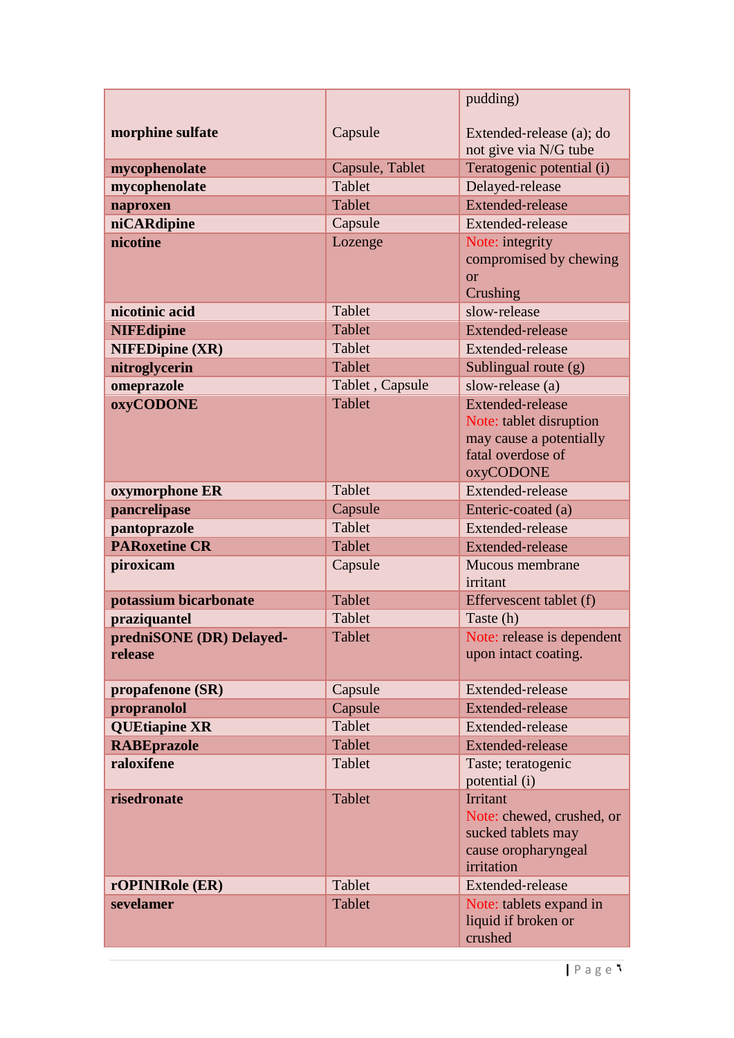| | | |
|---|---|---|
| **morphine sulfate** | Capsule | pudding)<br><br>Extended-release (a); do not give via N/G tube |
| **mycophenolate** | Capsule, Tablet | Teratogenic potential (i) |
| **mycophenolate** | Tablet | Delayed-release |
| **naproxen** | Tablet | Extended-release |
| **niCARdipine** | Capsule | Extended-release |
| **nicotine** | Lozenge | Note: integrity compromised by chewing or Crushing |
| **nicotinic acid** | Tablet | slow-release |
| **NIFEdipine** | Tablet | Extended-release |
| **NIFEDipine (XR)** | Tablet | Extended-release |
| **nitroglycerin** | Tablet | Sublingual route (g) |
| **omeprazole** | Tablet , Capsule | slow-release (a) |
| **oxyCODONE** | Tablet | Extended-release<br>Note: tablet disruption may cause a potentially fatal overdose of oxyCODONE |
| **oxymorphone ER** | Tablet | Extended-release |
| **pancrelipase** | Capsule | Enteric-coated (a) |
| **pantoprazole** | Tablet | Extended-release |
| **PARoxetine CR** | Tablet | Extended-release |
| **piroxicam** | Capsule | Mucous membrane irritant |
| **potassium bicarbonate** | Tablet | Effervescent tablet (f) |
| **praziquantel** | Tablet | Taste (h) |
| **predniSONE (DR) Delayed-release** | Tablet | Note: release is dependent upon intact coating. |
| **propafenone (SR)** | Capsule | Extended-release |
| **propranolol** | Capsule | Extended-release |
| **QUEtiapine XR** | Tablet | Extended-release |
| **RABEprazole** | Tablet | Extended-release |
| **raloxifene** | Tablet | Taste; teratogenic potential (i) |
| **risedronate** | Tablet | Irritant<br>Note: chewed, crushed, or sucked tablets may cause oropharyngeal irritation |
| **rOPINIRole (ER)** | Tablet | Extended-release |
| **sevelamer** | Tablet | Note: tablets expand in liquid if broken or crushed |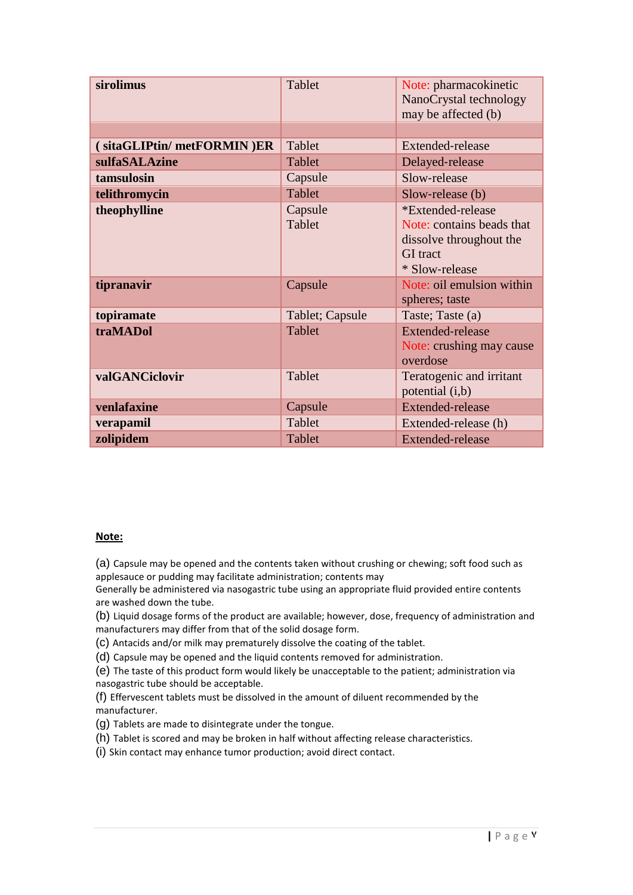| | | |
|---|---|---|
| **sirolimus** | Tablet | Note: pharmacokinetic NanoCrystal technology may be affected (b) |
| | | |
| **( sitaGLIPtin/ metFORMIN )ER** | Tablet | Extended-release |
| **sulfaSALAzine** | Tablet | Delayed-release |
| **tamsulosin** | Capsule | Slow-release |
| **telithromycin** | Tablet | Slow-release (b) |
| **theophylline** | Capsule<br>Tablet | *Extended-release<br>Note: contains beads that dissolve throughout the GI tract<br>* Slow-release |
| **tipranavir** | Capsule | Note: oil emulsion within spheres; taste |
| **topiramate** | Tablet; Capsule | Taste; Taste (a) |
| **traMADol** | Tablet | Extended-release<br>Note: crushing may cause overdose |
| **valGANCiclovir** | Tablet | Teratogenic and irritant potential (i,b) |
| **venlafaxine** | Capsule | Extended-release |
| **verapamil** | Tablet | Extended-release (h) |
| **zolipidem** | Tablet | Extended-release |

**Note:**

(a) Capsule may be opened and the contents taken without crushing or chewing; soft food such as applesauce or pudding may facilitate administration; contents may
Generally be administered via nasogastric tube using an appropriate fluid provided entire contents are washed down the tube.
(b) Liquid dosage forms of the product are available; however, dose, frequency of administration and manufacturers may differ from that of the solid dosage form.
(c) Antacids and/or milk may prematurely dissolve the coating of the tablet.
(d) Capsule may be opened and the liquid contents removed for administration.
(e) The taste of this product form would likely be unacceptable to the patient; administration via nasogastric tube should be acceptable.
(f) Effervescent tablets must be dissolved in the amount of diluent recommended by the manufacturer.
(g) Tablets are made to disintegrate under the tongue.
(h) Tablet is scored and may be broken in half without affecting release characteristics.
(i) Skin contact may enhance tumor production; avoid direct contact.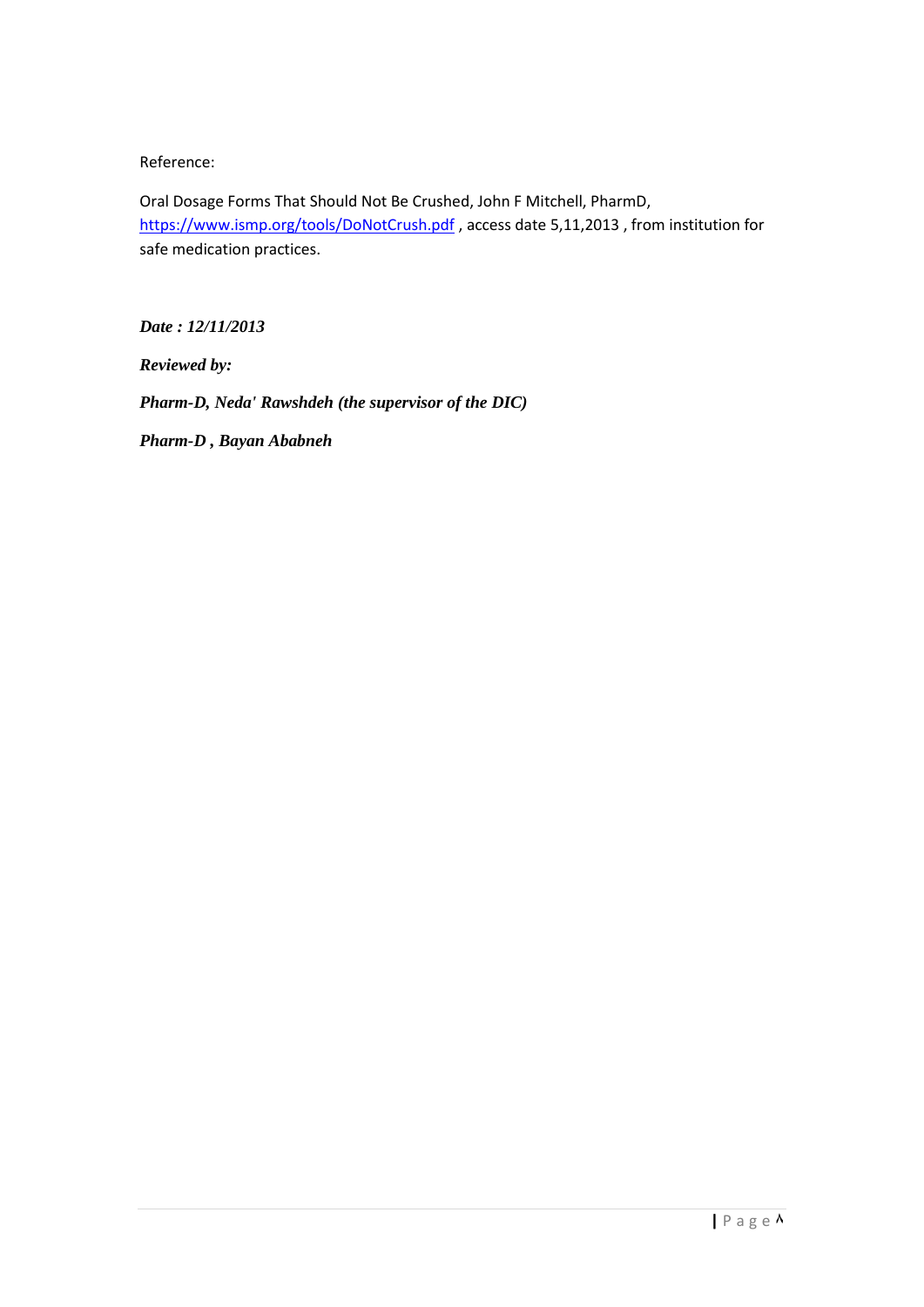Reference:

Oral Dosage Forms That Should Not Be Crushed, John F Mitchell, PharmD, https://www.ismp.org/tools/DoNotCrush.pdf , access date 5,11,2013 , from institution for safe medication practices.

***Date : 12/11/2013***

***Reviewed by:***

***Pharm-D, Neda' Rawshdeh (the supervisor of the DIC)***

***Pharm-D , Bayan Ababneh***